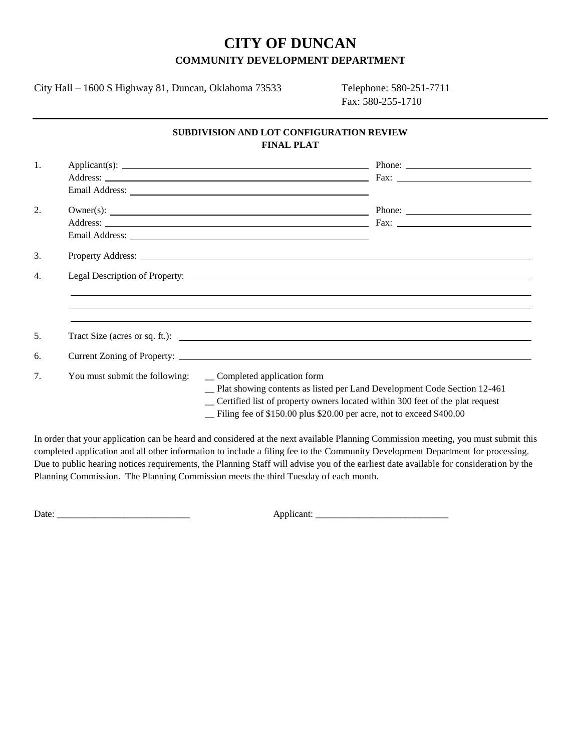# CITY OF DUNCAN

## COMMUNITY DEVELOPMENT DEPARTMENT

City Hall – 1600 S Highway 81, Duncan, Oklahoma 73533

Telephone: 580-251-7711
Fax: 580-255-1710

---

### SUBDIVISION AND LOT CONFIGURATION REVIEW
### FINAL PLAT

1. Applicant(s): ______________________________ Phone: ______________________
   Address: ______________________________ Fax: ______________________
   Email Address: ______________________________

2. Owner(s): ______________________________ Phone: ______________________
   Address: ______________________________ Fax: ______________________
   Email Address: ______________________________

3. Property Address: ______________________________

4. Legal Description of Property: ______________________________
   ______________________________
   ______________________________
   ______________________________

5. Tract Size (acres or sq. ft.): ______________________________

6. Current Zoning of Property: ______________________________

7. You must submit the following:
   __ Completed application form
   __ Plat showing contents as listed per Land Development Code Section 12-461
   __ Certified list of property owners located within 300 feet of the plat request
   __ Filing fee of $150.00 plus $20.00 per acre, not to exceed $400.00

In order that your application can be heard and considered at the next available Planning Commission meeting, you must submit this completed application and all other information to include a filing fee to the Community Development Department for processing. Due to public hearing notices requirements, the Planning Staff will advise you of the earliest date available for consideration by the Planning Commission. The Planning Commission meets the third Tuesday of each month.

Date: ____________________________ Applicant: ____________________________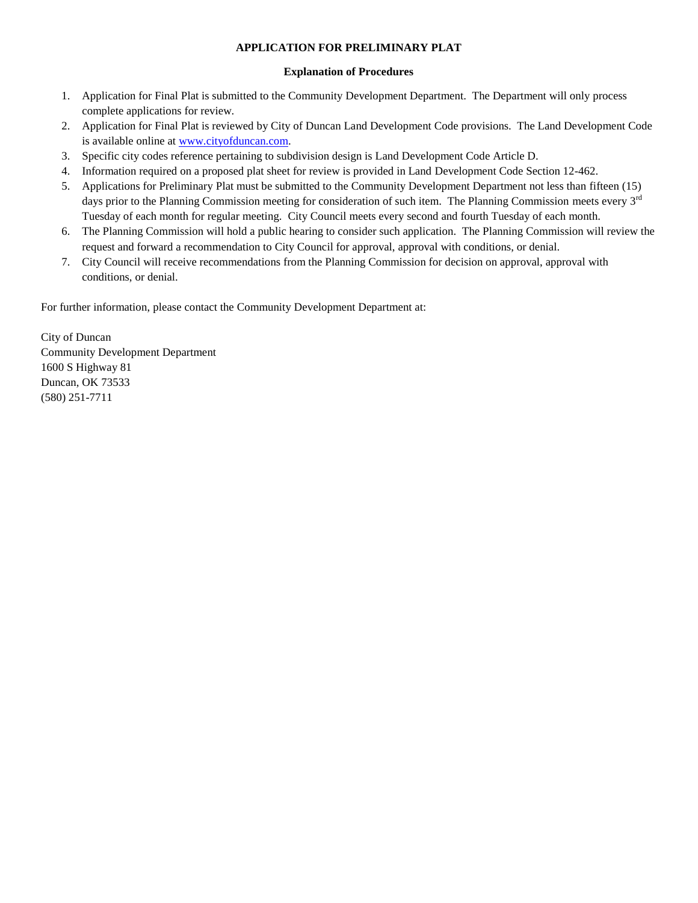**APPLICATION FOR PRELIMINARY PLAT**

**Explanation of Procedures**

1. Application for Final Plat is submitted to the Community Development Department. The Department will only process complete applications for review.
2. Application for Final Plat is reviewed by City of Duncan Land Development Code provisions. The Land Development Code is available online at www.cityofduncan.com.
3. Specific city codes reference pertaining to subdivision design is Land Development Code Article D.
4. Information required on a proposed plat sheet for review is provided in Land Development Code Section 12-462.
5. Applications for Preliminary Plat must be submitted to the Community Development Department not less than fifteen (15) days prior to the Planning Commission meeting for consideration of such item. The Planning Commission meets every 3rd Tuesday of each month for regular meeting. City Council meets every second and fourth Tuesday of each month.
6. The Planning Commission will hold a public hearing to consider such application. The Planning Commission will review the request and forward a recommendation to City Council for approval, approval with conditions, or denial.
7. City Council will receive recommendations from the Planning Commission for decision on approval, approval with conditions, or denial.

For further information, please contact the Community Development Department at:

City of Duncan
Community Development Department
1600 S Highway 81
Duncan, OK 73533
(580) 251-7711